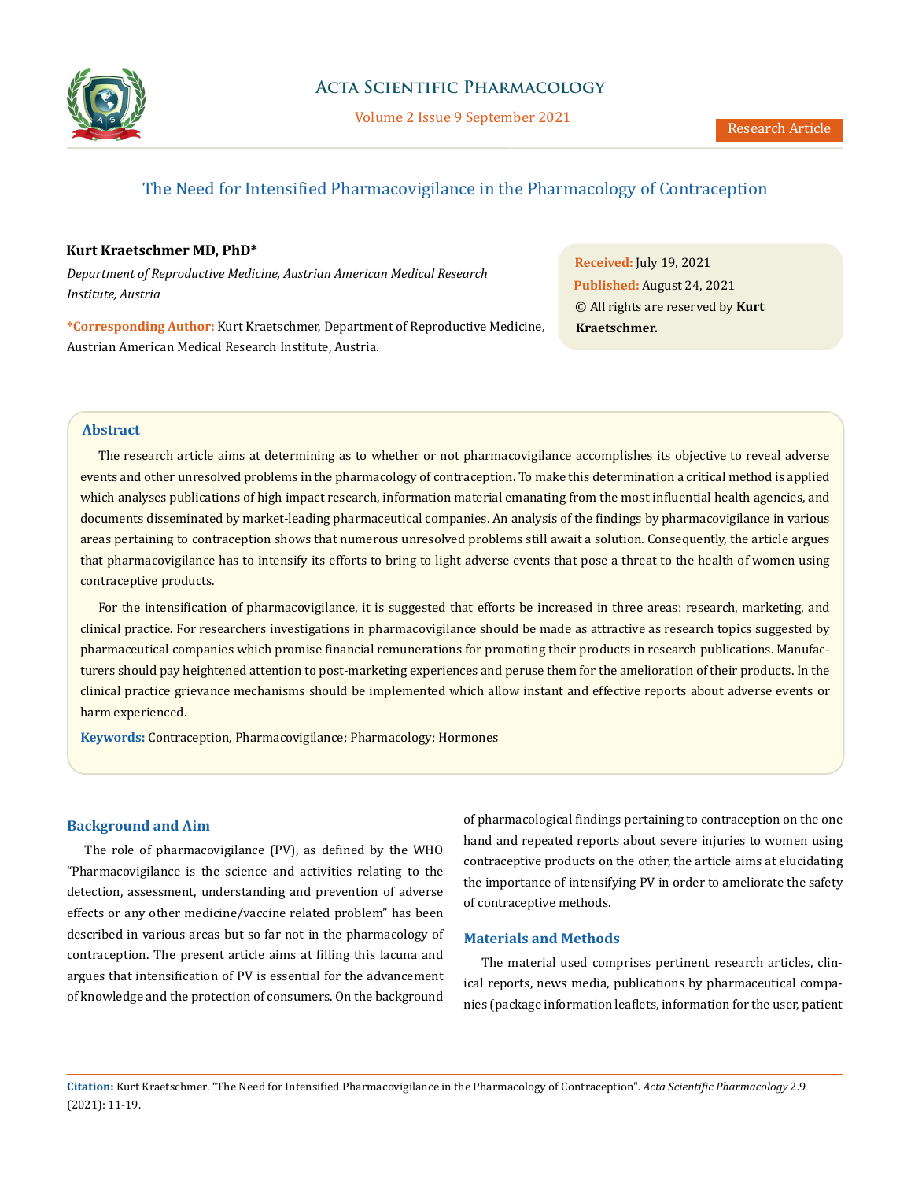# The Need for Intensified Pharmacovigilance in the Pharmacology of Contraception

**Kurt Kraetschmer MD, PhD***

*Department of Reproductive Medicine, Austrian American Medical Research Institute, Austria*

**\*Corresponding Author:** Kurt Kraetschmer, Department of Reproductive Medicine, Austrian American Medical Research Institute, Austria.

**Received:** July 19, 2021
**Published:** August 24, 2021
© All rights are reserved by **Kurt Kraetschmer.**

## Abstract

The research article aims at determining as to whether or not pharmacovigilance accomplishes its objective to reveal adverse events and other unresolved problems in the pharmacology of contraception. To make this determination a critical method is applied which analyses publications of high impact research, information material emanating from the most influential health agencies, and documents disseminated by market-leading pharmaceutical companies. An analysis of the findings by pharmacovigilance in various areas pertaining to contraception shows that numerous unresolved problems still await a solution. Consequently, the article argues that pharmacovigilance has to intensify its efforts to bring to light adverse events that pose a threat to the health of women using contraceptive products.

For the intensification of pharmacovigilance, it is suggested that efforts be increased in three areas: research, marketing, and clinical practice. For researchers investigations in pharmacovigilance should be made as attractive as research topics suggested by pharmaceutical companies which promise financial remunerations for promoting their products in research publications. Manufacturers should pay heightened attention to post-marketing experiences and peruse them for the amelioration of their products. In the clinical practice grievance mechanisms should be implemented which allow instant and effective reports about adverse events or harm experienced.

**Keywords:** Contraception, Pharmacovigilance; Pharmacology; Hormones

## Background and Aim

The role of pharmacovigilance (PV), as defined by the WHO "Pharmacovigilance is the science and activities relating to the detection, assessment, understanding and prevention of adverse effects or any other medicine/vaccine related problem" has been described in various areas but so far not in the pharmacology of contraception. The present article aims at filling this lacuna and argues that intensification of PV is essential for the advancement of knowledge and the protection of consumers. On the background of pharmacological findings pertaining to contraception on the one hand and repeated reports about severe injuries to women using contraceptive products on the other, the article aims at elucidating the importance of intensifying PV in order to ameliorate the safety of contraceptive methods.

## Materials and Methods

The material used comprises pertinent research articles, clinical reports, news media, publications by pharmaceutical companies (package information leaflets, information for the user, patient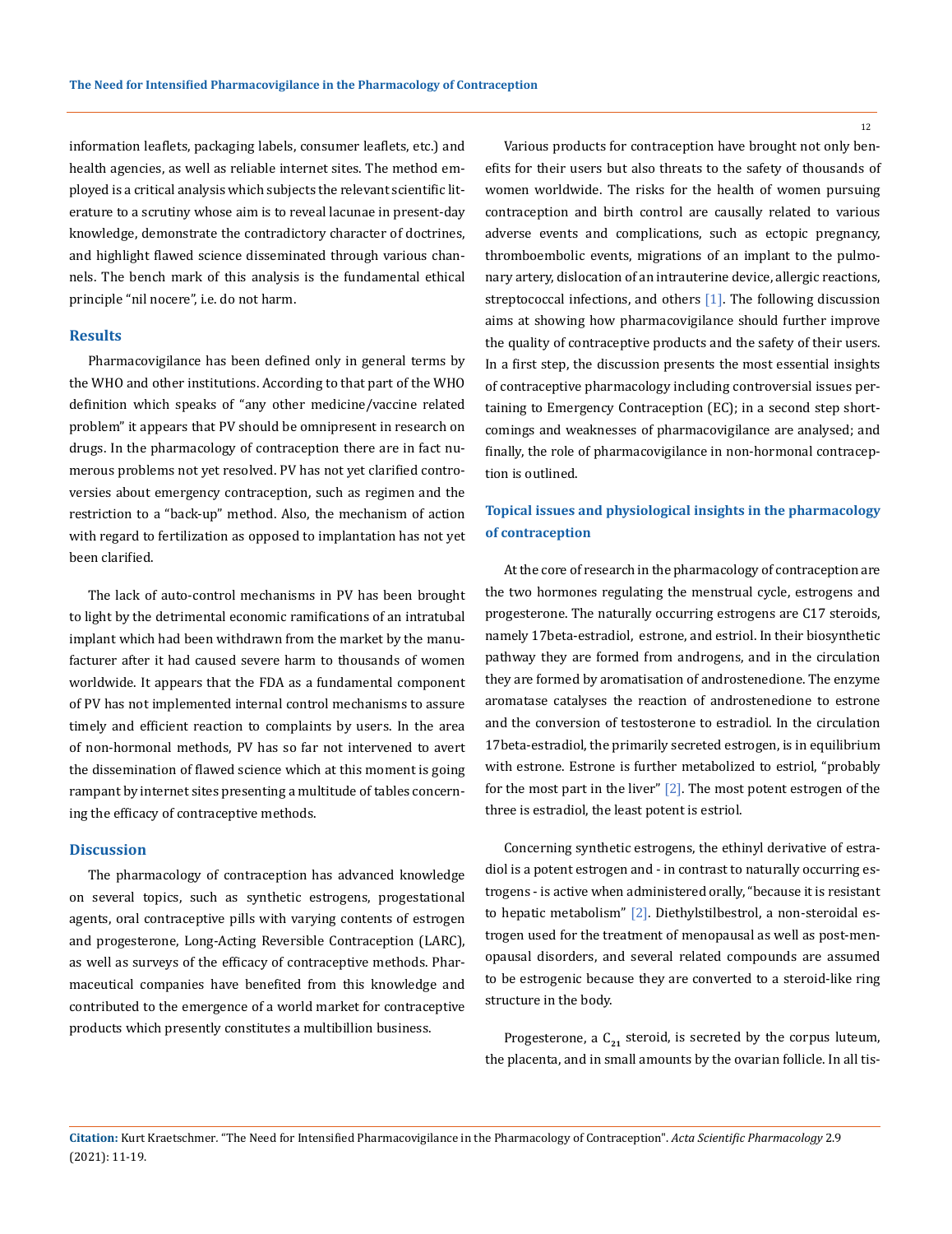information leaflets, packaging labels, consumer leaflets, etc.) and health agencies, as well as reliable internet sites. The method employed is a critical analysis which subjects the relevant scientific literature to a scrutiny whose aim is to reveal lacunae in present-day knowledge, demonstrate the contradictory character of doctrines, and highlight flawed science disseminated through various channels. The bench mark of this analysis is the fundamental ethical principle "nil nocere", i.e. do not harm.

## Results

Pharmacovigilance has been defined only in general terms by the WHO and other institutions. According to that part of the WHO definition which speaks of "any other medicine/vaccine related problem" it appears that PV should be omnipresent in research on drugs. In the pharmacology of contraception there are in fact numerous problems not yet resolved. PV has not yet clarified controversies about emergency contraception, such as regimen and the restriction to a "back-up" method. Also, the mechanism of action with regard to fertilization as opposed to implantation has not yet been clarified.

The lack of auto-control mechanisms in PV has been brought to light by the detrimental economic ramifications of an intratubal implant which had been withdrawn from the market by the manufacturer after it had caused severe harm to thousands of women worldwide. It appears that the FDA as a fundamental component of PV has not implemented internal control mechanisms to assure timely and efficient reaction to complaints by users. In the area of non-hormonal methods, PV has so far not intervened to avert the dissemination of flawed science which at this moment is going rampant by internet sites presenting a multitude of tables concerning the efficacy of contraceptive methods.

## Discussion

The pharmacology of contraception has advanced knowledge on several topics, such as synthetic estrogens, progestational agents, oral contraceptive pills with varying contents of estrogen and progesterone, Long-Acting Reversible Contraception (LARC), as well as surveys of the efficacy of contraceptive methods. Pharmaceutical companies have benefited from this knowledge and contributed to the emergence of a world market for contraceptive products which presently constitutes a multibillion business.

Various products for contraception have brought not only benefits for their users but also threats to the safety of thousands of women worldwide. The risks for the health of women pursuing contraception and birth control are causally related to various adverse events and complications, such as ectopic pregnancy, thromboembolic events, migrations of an implant to the pulmonary artery, dislocation of an intrauterine device, allergic reactions, streptococcal infections, and others [1]. The following discussion aims at showing how pharmacovigilance should further improve the quality of contraceptive products and the safety of their users. In a first step, the discussion presents the most essential insights of contraceptive pharmacology including controversial issues pertaining to Emergency Contraception (EC); in a second step shortcomings and weaknesses of pharmacovigilance are analysed; and finally, the role of pharmacovigilance in non-hormonal contraception is outlined.

### Topical issues and physiological insights in the pharmacology of contraception

At the core of research in the pharmacology of contraception are the two hormones regulating the menstrual cycle, estrogens and progesterone. The naturally occurring estrogens are C17 steroids, namely 17beta-estradiol, estrone, and estriol. In their biosynthetic pathway they are formed from androgens, and in the circulation they are formed by aromatisation of androstenedione. The enzyme aromatase catalyses the reaction of androstenedione to estrone and the conversion of testosterone to estradiol. In the circulation 17beta-estradiol, the primarily secreted estrogen, is in equilibrium with estrone. Estrone is further metabolized to estriol, "probably for the most part in the liver" [2]. The most potent estrogen of the three is estradiol, the least potent is estriol.

Concerning synthetic estrogens, the ethinyl derivative of estradiol is a potent estrogen and - in contrast to naturally occurring estrogens - is active when administered orally, "because it is resistant to hepatic metabolism" [2]. Diethylstilbestrol, a non-steroidal estrogen used for the treatment of menopausal as well as post-menopausal disorders, and several related compounds are assumed to be estrogenic because they are converted to a steroid-like ring structure in the body.

Progesterone, a $C_{21}$ steroid, is secreted by the corpus luteum, the placenta, and in small amounts by the ovarian follicle. In all tis-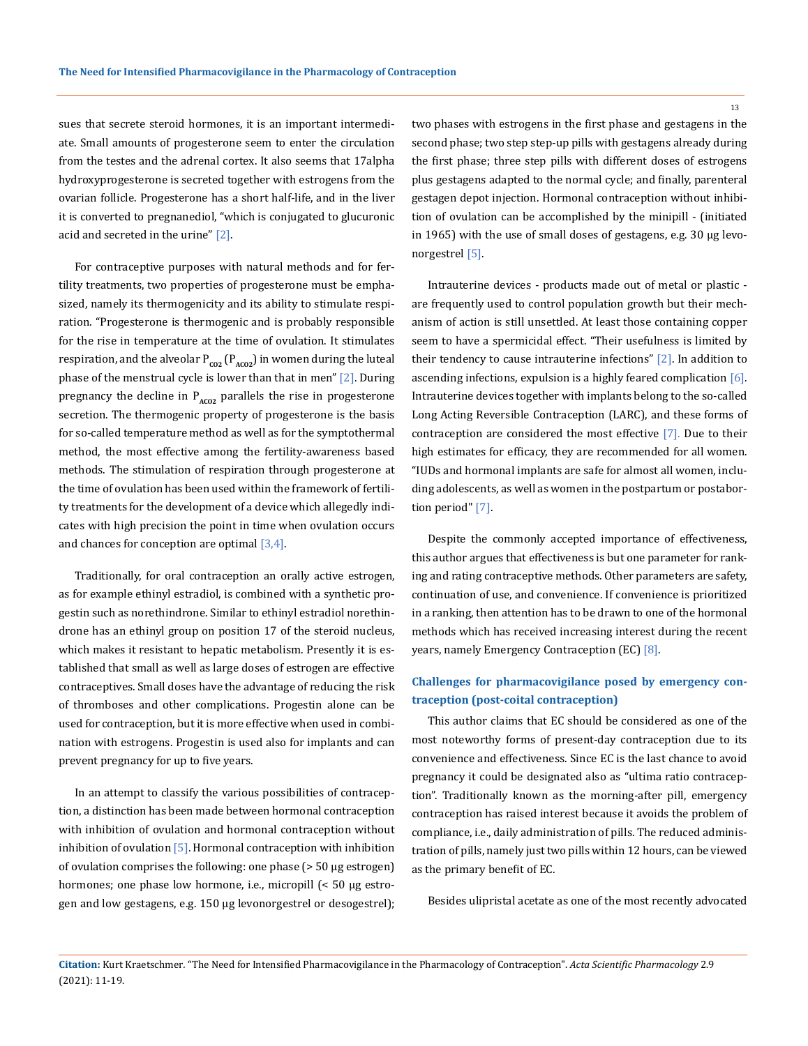sues that secrete steroid hormones, it is an important intermediate. Small amounts of progesterone seem to enter the circulation from the testes and the adrenal cortex. It also seems that 17alpha hydroxyprogesterone is secreted together with estrogens from the ovarian follicle. Progesterone has a short half-life, and in the liver it is converted to pregnanediol, "which is conjugated to glucuronic acid and secreted in the urine" [2].

For contraceptive purposes with natural methods and for fertility treatments, two properties of progesterone must be emphasized, namely its thermogenicity and its ability to stimulate respiration. "Progesterone is thermogenic and is probably responsible for the rise in temperature at the time of ovulation. It stimulates respiration, and the alveolar $P_{CO2}$ ($P_{ACO2}$) in women during the luteal phase of the menstrual cycle is lower than that in men" [2]. During pregnancy the decline in $P_{ACO2}$ parallels the rise in progesterone secretion. The thermogenic property of progesterone is the basis for so-called temperature method as well as for the symptothermal method, the most effective among the fertility-awareness based methods. The stimulation of respiration through progesterone at the time of ovulation has been used within the framework of fertility treatments for the development of a device which allegedly indicates with high precision the point in time when ovulation occurs and chances for conception are optimal [3,4].

Traditionally, for oral contraception an orally active estrogen, as for example ethinyl estradiol, is combined with a synthetic progestin such as norethindrone. Similar to ethinyl estradiol norethindrone has an ethinyl group on position 17 of the steroid nucleus, which makes it resistant to hepatic metabolism. Presently it is established that small as well as large doses of estrogen are effective contraceptives. Small doses have the advantage of reducing the risk of thromboses and other complications. Progestin alone can be used for contraception, but it is more effective when used in combination with estrogens. Progestin is used also for implants and can prevent pregnancy for up to five years.

In an attempt to classify the various possibilities of contraception, a distinction has been made between hormonal contraception with inhibition of ovulation and hormonal contraception without inhibition of ovulation [5]. Hormonal contraception with inhibition of ovulation comprises the following: one phase (> 50 µg estrogen) hormones; one phase low hormone, i.e., micropill (< 50 µg estrogen and low gestagens, e.g. 150 µg levonorgestrel or desogestrel); two phases with estrogens in the first phase and gestagens in the second phase; two step step-up pills with gestagens already during the first phase; three step pills with different doses of estrogens plus gestagens adapted to the normal cycle; and finally, parenteral gestagen depot injection. Hormonal contraception without inhibition of ovulation can be accomplished by the minipill - (initiated in 1965) with the use of small doses of gestagens, e.g. 30 µg levonorgestrel [5].

Intrauterine devices - products made out of metal or plastic - are frequently used to control population growth but their mechanism of action is still unsettled. At least those containing copper seem to have a spermicidal effect. "Their usefulness is limited by their tendency to cause intrauterine infections" [2]. In addition to ascending infections, expulsion is a highly feared complication [6]. Intrauterine devices together with implants belong to the so-called Long Acting Reversible Contraception (LARC), and these forms of contraception are considered the most effective [7]. Due to their high estimates for efficacy, they are recommended for all women. "IUDs and hormonal implants are safe for almost all women, including adolescents, as well as women in the postpartum or postabortion period" [7].

Despite the commonly accepted importance of effectiveness, this author argues that effectiveness is but one parameter for ranking and rating contraceptive methods. Other parameters are safety, continuation of use, and convenience. If convenience is prioritized in a ranking, then attention has to be drawn to one of the hormonal methods which has received increasing interest during the recent years, namely Emergency Contraception (EC) [8].

## Challenges for pharmacovigilance posed by emergency contraception (post-coital contraception)

This author claims that EC should be considered as one of the most noteworthy forms of present-day contraception due to its convenience and effectiveness. Since EC is the last chance to avoid pregnancy it could be designated also as "ultima ratio contraception". Traditionally known as the morning-after pill, emergency contraception has raised interest because it avoids the problem of compliance, i.e., daily administration of pills. The reduced administration of pills, namely just two pills within 12 hours, can be viewed as the primary benefit of EC.

Besides ulipristal acetate as one of the most recently advocated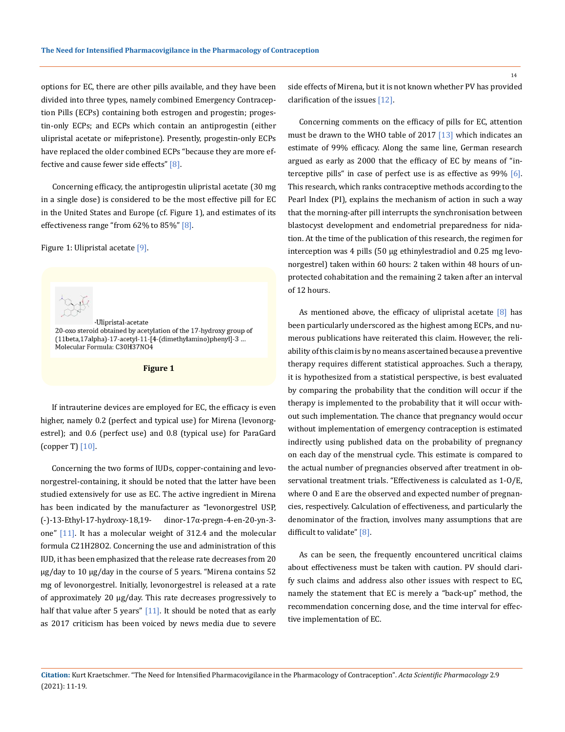options for EC, there are other pills available, and they have been divided into three types, namely combined Emergency Contraception Pills (ECPs) containing both estrogen and progestin; progestin-only ECPs; and ECPs which contain an antiprogestin (either ulipristal acetate or mifepristone). Presently, progestin-only ECPs have replaced the older combined ECPs "because they are more effective and cause fewer side effects" [8].

Concerning efficacy, the antiprogestin ulipristal acetate (30 mg in a single dose) is considered to be the most effective pill for EC in the United States and Europe (cf. Figure 1), and estimates of its effectiveness range "from 62% to 85%" [8].

Figure 1: Ulipristal acetate [9].

·Ulipristal-acetate
20-oxo steroid obtained by acetylation of the 17-hydroxy group of (11beta,17alpha)-17-acetyl-11-[4-(dimethylamino)phenyl]-3 ...
Molecular Formula: $C_{30}H_{37}NO_4$

**Figure 1**

If intrauterine devices are employed for EC, the efficacy is even higher, namely 0.2 (perfect and typical use) for Mirena (levonorgestrel); and 0.6 (perfect use) and 0.8 (typical use) for ParaGard (copper T) [10].

Concerning the two forms of IUDs, copper-containing and levonorgestrel-containing, it should be noted that the latter have been studied extensively for use as EC. The active ingredient in Mirena has been indicated by the manufacturer as "levonorgestrel USP, (-)-13-Ethyl-17-hydroxy-18,19- dinor-17α-pregn-4-en-20-yn-3-one" [11]. It has a molecular weight of 312.4 and the molecular formula $C_{21}H_{28}O_2$. Concerning the use and administration of this IUD, it has been emphasized that the release rate decreases from 20 µg/day to 10 µg/day in the course of 5 years. "Mirena contains 52 mg of levonorgestrel. Initially, levonorgestrel is released at a rate of approximately 20 µg/day. This rate decreases progressively to half that value after 5 years" [11]. It should be noted that as early as 2017 criticism has been voiced by news media due to severe side effects of Mirena, but it is not known whether PV has provided clarification of the issues [12].

Concerning comments on the efficacy of pills for EC, attention must be drawn to the WHO table of 2017 [13] which indicates an estimate of 99% efficacy. Along the same line, German research argued as early as 2000 that the efficacy of EC by means of "interceptive pills" in case of perfect use is as effective as 99% [6]. This research, which ranks contraceptive methods according to the Pearl Index (PI), explains the mechanism of action in such a way that the morning-after pill interrupts the synchronisation between blastocyst development and endometrial preparedness for nidation. At the time of the publication of this research, the regimen for interception was 4 pills (50 µg ethinylestradiol and 0.25 mg levonorgestrel) taken within 60 hours: 2 taken within 48 hours of unprotected cohabitation and the remaining 2 taken after an interval of 12 hours.

As mentioned above, the efficacy of ulipristal acetate [8] has been particularly underscored as the highest among ECPs, and numerous publications have reiterated this claim. However, the reliability of this claim is by no means ascertained because a preventive therapy requires different statistical approaches. Such a therapy, it is hypothesized from a statistical perspective, is best evaluated by comparing the probability that the condition will occur if the therapy is implemented to the probability that it will occur without such implementation. The chance that pregnancy would occur without implementation of emergency contraception is estimated indirectly using published data on the probability of pregnancy on each day of the menstrual cycle. This estimate is compared to the actual number of pregnancies observed after treatment in observational treatment trials. "Effectiveness is calculated as 1-O/E, where O and E are the observed and expected number of pregnancies, respectively. Calculation of effectiveness, and particularly the denominator of the fraction, involves many assumptions that are difficult to validate" [8].

As can be seen, the frequently encountered uncritical claims about effectiveness must be taken with caution. PV should clarify such claims and address also other issues with respect to EC, namely the statement that EC is merely a "back-up" method, the recommendation concerning dose, and the time interval for effective implementation of EC.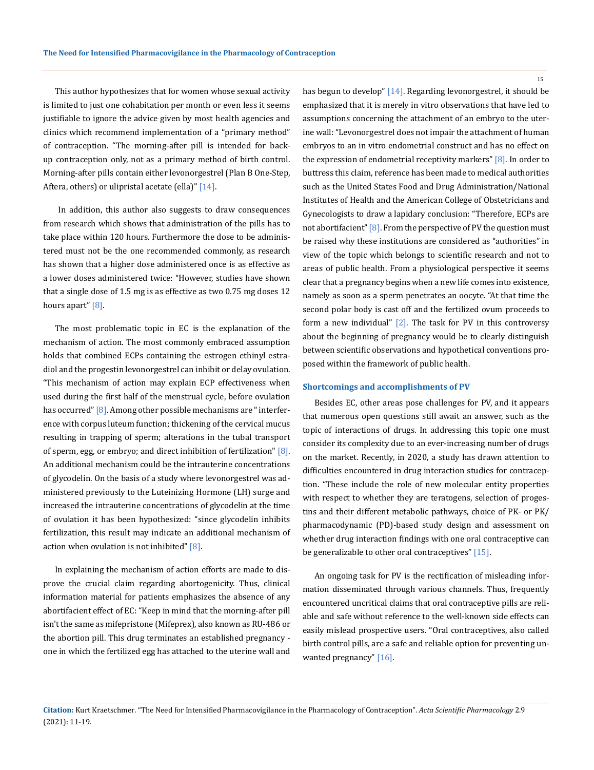This author hypothesizes that for women whose sexual activity is limited to just one cohabitation per month or even less it seems justifiable to ignore the advice given by most health agencies and clinics which recommend implementation of a "primary method" of contraception. "The morning-after pill is intended for back-up contraception only, not as a primary method of birth control. Morning-after pills contain either levonorgestrel (Plan B One-Step, Aftera, others) or ulipristal acetate (ella)" [14].

In addition, this author also suggests to draw consequences from research which shows that administration of the pills has to take place within 120 hours. Furthermore the dose to be administered must not be the one recommended commonly, as research has shown that a higher dose administered once is as effective as a lower doses administered twice: "However, studies have shown that a single dose of 1.5 mg is as effective as two 0.75 mg doses 12 hours apart" [8].

The most problematic topic in EC is the explanation of the mechanism of action. The most commonly embraced assumption holds that combined ECPs containing the estrogen ethinyl estradiol and the progestin levonorgestrel can inhibit or delay ovulation. "This mechanism of action may explain ECP effectiveness when used during the first half of the menstrual cycle, before ovulation has occurred" [8]. Among other possible mechanisms are " interference with corpus luteum function; thickening of the cervical mucus resulting in trapping of sperm; alterations in the tubal transport of sperm, egg, or embryo; and direct inhibition of fertilization" [8]. An additional mechanism could be the intrauterine concentrations of glycodelin. On the basis of a study where levonorgestrel was administered previously to the Luteinizing Hormone (LH) surge and increased the intrauterine concentrations of glycodelin at the time of ovulation it has been hypothesized: "since glycodelin inhibits fertilization, this result may indicate an additional mechanism of action when ovulation is not inhibited" [8].

In explaining the mechanism of action efforts are made to disprove the crucial claim regarding abortogenicity. Thus, clinical information material for patients emphasizes the absence of any abortifacient effect of EC: "Keep in mind that the morning-after pill isn't the same as mifepristone (Mifeprex), also known as RU-486 or the abortion pill. This drug terminates an established pregnancy - one in which the fertilized egg has attached to the uterine wall and has begun to develop" [14]. Regarding levonorgestrel, it should be emphasized that it is merely in vitro observations that have led to assumptions concerning the attachment of an embryo to the uterine wall: "Levonorgestrel does not impair the attachment of human embryos to an in vitro endometrial construct and has no effect on the expression of endometrial receptivity markers" [8]. In order to buttress this claim, reference has been made to medical authorities such as the United States Food and Drug Administration/National Institutes of Health and the American College of Obstetricians and Gynecologists to draw a lapidary conclusion: "Therefore, ECPs are not abortifacient" [8]. From the perspective of PV the question must be raised why these institutions are considered as "authorities" in view of the topic which belongs to scientific research and not to areas of public health. From a physiological perspective it seems clear that a pregnancy begins when a new life comes into existence, namely as soon as a sperm penetrates an oocyte. "At that time the second polar body is cast off and the fertilized ovum proceeds to form a new individual" [2]. The task for PV in this controversy about the beginning of pregnancy would be to clearly distinguish between scientific observations and hypothetical conventions proposed within the framework of public health.

## Shortcomings and accomplishments of PV

Besides EC, other areas pose challenges for PV, and it appears that numerous open questions still await an answer, such as the topic of interactions of drugs. In addressing this topic one must consider its complexity due to an ever-increasing number of drugs on the market. Recently, in 2020, a study has drawn attention to difficulties encountered in drug interaction studies for contraception. "These include the role of new molecular entity properties with respect to whether they are teratogens, selection of progestins and their different metabolic pathways, choice of PK- or PK/pharmacodynamic (PD)-based study design and assessment on whether drug interaction findings with one oral contraceptive can be generalizable to other oral contraceptives" [15].

An ongoing task for PV is the rectification of misleading information disseminated through various channels. Thus, frequently encountered uncritical claims that oral contraceptive pills are reliable and safe without reference to the well-known side effects can easily mislead prospective users. "Oral contraceptives, also called birth control pills, are a safe and reliable option for preventing unwanted pregnancy" [16].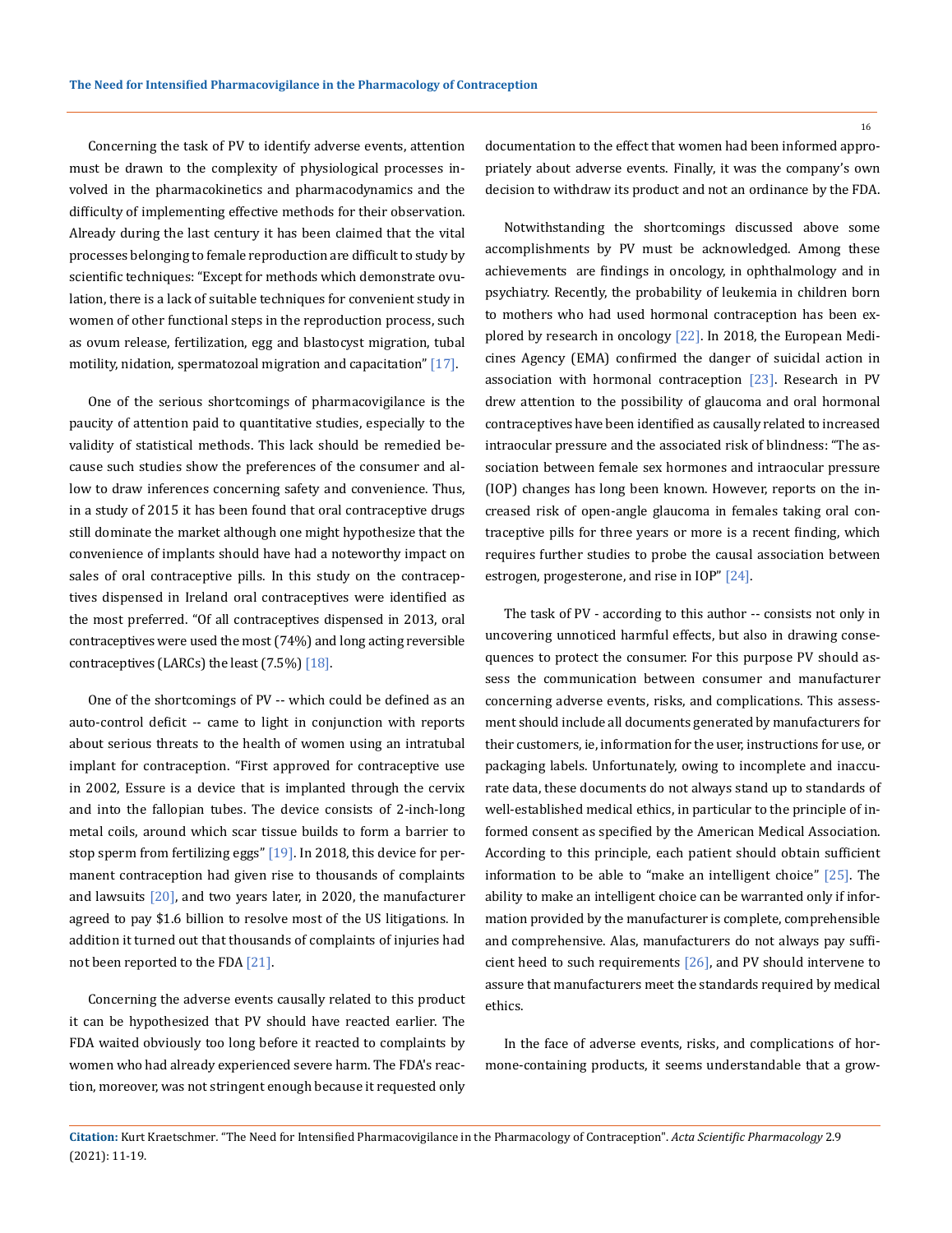Concerning the task of PV to identify adverse events, attention must be drawn to the complexity of physiological processes involved in the pharmacokinetics and pharmacodynamics and the difficulty of implementing effective methods for their observation. Already during the last century it has been claimed that the vital processes belonging to female reproduction are difficult to study by scientific techniques: "Except for methods which demonstrate ovulation, there is a lack of suitable techniques for convenient study in women of other functional steps in the reproduction process, such as ovum release, fertilization, egg and blastocyst migration, tubal motility, nidation, spermatozoal migration and capacitation" [17].

One of the serious shortcomings of pharmacovigilance is the paucity of attention paid to quantitative studies, especially to the validity of statistical methods. This lack should be remedied because such studies show the preferences of the consumer and allow to draw inferences concerning safety and convenience. Thus, in a study of 2015 it has been found that oral contraceptive drugs still dominate the market although one might hypothesize that the convenience of implants should have had a noteworthy impact on sales of oral contraceptive pills. In this study on the contraceptives dispensed in Ireland oral contraceptives were identified as the most preferred. "Of all contraceptives dispensed in 2013, oral contraceptives were used the most (74%) and long acting reversible contraceptives (LARCs) the least (7.5%) [18].

One of the shortcomings of PV -- which could be defined as an auto-control deficit -- came to light in conjunction with reports about serious threats to the health of women using an intratubal implant for contraception. "First approved for contraceptive use in 2002, Essure is a device that is implanted through the cervix and into the fallopian tubes. The device consists of 2-inch-long metal coils, around which scar tissue builds to form a barrier to stop sperm from fertilizing eggs" [19]. In 2018, this device for permanent contraception had given rise to thousands of complaints and lawsuits [20], and two years later, in 2020, the manufacturer agreed to pay $1.6 billion to resolve most of the US litigations. In addition it turned out that thousands of complaints of injuries had not been reported to the FDA [21].

Concerning the adverse events causally related to this product it can be hypothesized that PV should have reacted earlier. The FDA waited obviously too long before it reacted to complaints by women who had already experienced severe harm. The FDA's reaction, moreover, was not stringent enough because it requested only documentation to the effect that women had been informed appropriately about adverse events. Finally, it was the company's own decision to withdraw its product and not an ordinance by the FDA.

Notwithstanding the shortcomings discussed above some accomplishments by PV must be acknowledged. Among these achievements are findings in oncology, in ophthalmology and in psychiatry. Recently, the probability of leukemia in children born to mothers who had used hormonal contraception has been explored by research in oncology [22]. In 2018, the European Medicines Agency (EMA) confirmed the danger of suicidal action in association with hormonal contraception [23]. Research in PV drew attention to the possibility of glaucoma and oral hormonal contraceptives have been identified as causally related to increased intraocular pressure and the associated risk of blindness: "The association between female sex hormones and intraocular pressure (IOP) changes has long been known. However, reports on the increased risk of open-angle glaucoma in females taking oral contraceptive pills for three years or more is a recent finding, which requires further studies to probe the causal association between estrogen, progesterone, and rise in IOP" [24].

The task of PV - according to this author -- consists not only in uncovering unnoticed harmful effects, but also in drawing consequences to protect the consumer. For this purpose PV should assess the communication between consumer and manufacturer concerning adverse events, risks, and complications. This assessment should include all documents generated by manufacturers for their customers, ie, information for the user, instructions for use, or packaging labels. Unfortunately, owing to incomplete and inaccurate data, these documents do not always stand up to standards of well-established medical ethics, in particular to the principle of informed consent as specified by the American Medical Association. According to this principle, each patient should obtain sufficient information to be able to "make an intelligent choice" [25]. The ability to make an intelligent choice can be warranted only if information provided by the manufacturer is complete, comprehensible and comprehensive. Alas, manufacturers do not always pay sufficient heed to such requirements [26], and PV should intervene to assure that manufacturers meet the standards required by medical ethics.

In the face of adverse events, risks, and complications of hormone-containing products, it seems understandable that a grow-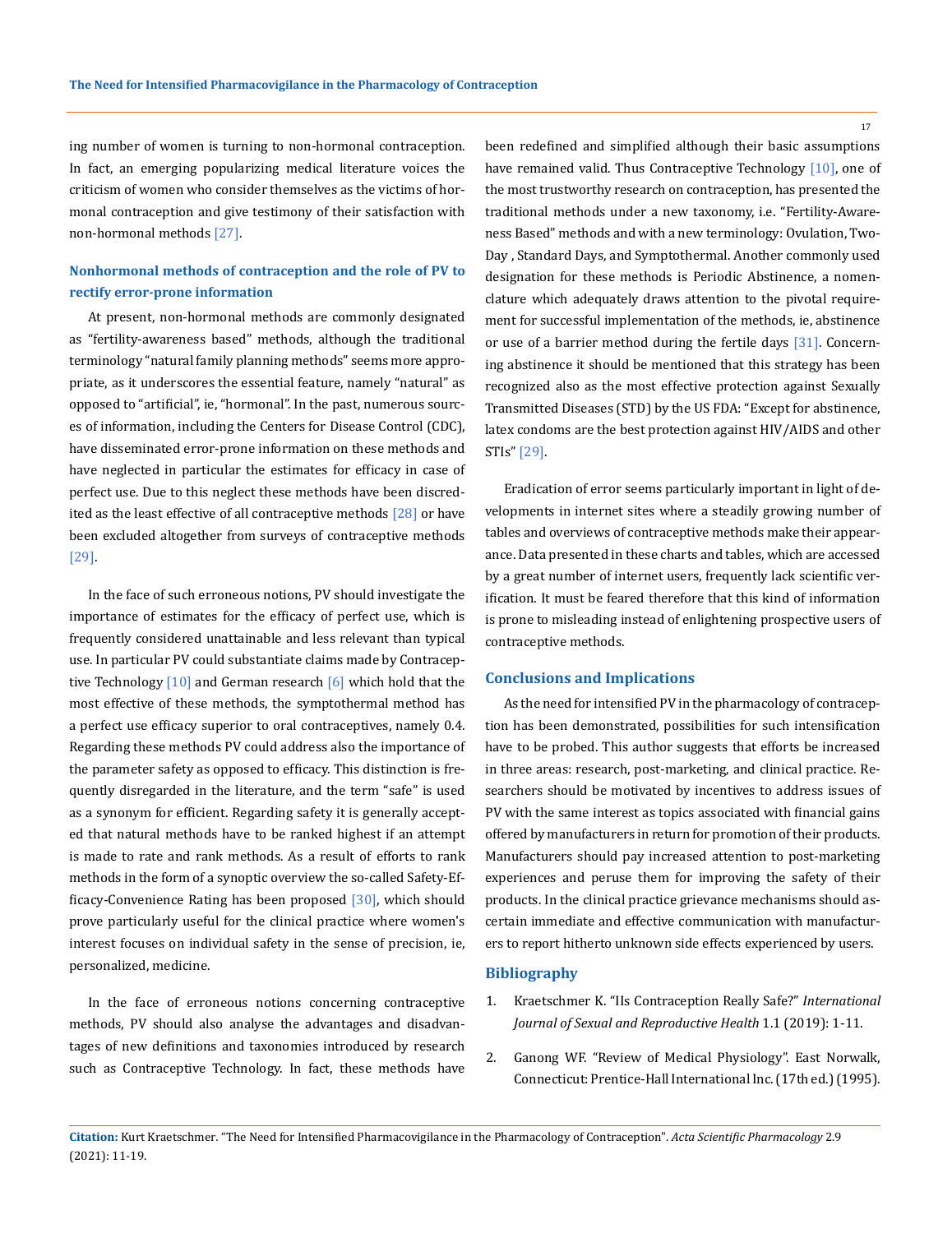ing number of women is turning to non-hormonal contraception. In fact, an emerging popularizing medical literature voices the criticism of women who consider themselves as the victims of hormonal contraception and give testimony of their satisfaction with non-hormonal methods [27].

### Nonhormonal methods of contraception and the role of PV to rectify error-prone information

At present, non-hormonal methods are commonly designated as "fertility-awareness based" methods, although the traditional terminology "natural family planning methods" seems more appropriate, as it underscores the essential feature, namely "natural" as opposed to "artificial", ie, "hormonal". In the past, numerous sources of information, including the Centers for Disease Control (CDC), have disseminated error-prone information on these methods and have neglected in particular the estimates for efficacy in case of perfect use. Due to this neglect these methods have been discredited as the least effective of all contraceptive methods [28] or have been excluded altogether from surveys of contraceptive methods [29].

In the face of such erroneous notions, PV should investigate the importance of estimates for the efficacy of perfect use, which is frequently considered unattainable and less relevant than typical use. In particular PV could substantiate claims made by Contraceptive Technology [10] and German research [6] which hold that the most effective of these methods, the symptothermal method has a perfect use efficacy superior to oral contraceptives, namely 0.4. Regarding these methods PV could address also the importance of the parameter safety as opposed to efficacy. This distinction is frequently disregarded in the literature, and the term "safe" is used as a synonym for efficient. Regarding safety it is generally accepted that natural methods have to be ranked highest if an attempt is made to rate and rank methods. As a result of efforts to rank methods in the form of a synoptic overview the so-called Safety-Efficacy-Convenience Rating has been proposed [30], which should prove particularly useful for the clinical practice where women's interest focuses on individual safety in the sense of precision, ie, personalized, medicine.

In the face of erroneous notions concerning contraceptive methods, PV should also analyse the advantages and disadvantages of new definitions and taxonomies introduced by research such as Contraceptive Technology. In fact, these methods have been redefined and simplified although their basic assumptions have remained valid. Thus Contraceptive Technology [10], one of the most trustworthy research on contraception, has presented the traditional methods under a new taxonomy, i.e. "Fertility-Awareness Based" methods and with a new terminology: Ovulation, Two-Day , Standard Days, and Symptothermal. Another commonly used designation for these methods is Periodic Abstinence, a nomenclature which adequately draws attention to the pivotal requirement for successful implementation of the methods, ie, abstinence or use of a barrier method during the fertile days [31]. Concerning abstinence it should be mentioned that this strategy has been recognized also as the most effective protection against Sexually Transmitted Diseases (STD) by the US FDA: "Except for abstinence, latex condoms are the best protection against HIV/AIDS and other STIs" [29].

Eradication of error seems particularly important in light of developments in internet sites where a steadily growing number of tables and overviews of contraceptive methods make their appearance. Data presented in these charts and tables, which are accessed by a great number of internet users, frequently lack scientific verification. It must be feared therefore that this kind of information is prone to misleading instead of enlightening prospective users of contraceptive methods.

## Conclusions and Implications

As the need for intensified PV in the pharmacology of contraception has been demonstrated, possibilities for such intensification have to be probed. This author suggests that efforts be increased in three areas: research, post-marketing, and clinical practice. Researchers should be motivated by incentives to address issues of PV with the same interest as topics associated with financial gains offered by manufacturers in return for promotion of their products. Manufacturers should pay increased attention to post-marketing experiences and peruse them for improving the safety of their products. In the clinical practice grievance mechanisms should ascertain immediate and effective communication with manufacturers to report hitherto unknown side effects experienced by users.

## Bibliography

1. Kraetschmer K. "IIs Contraception Really Safe?" *International Journal of Sexual and Reproductive Health* 1.1 (2019): 1-11.
2. Ganong WF. "Review of Medical Physiology". East Norwalk, Connecticut: Prentice-Hall International Inc. (17th ed.) (1995).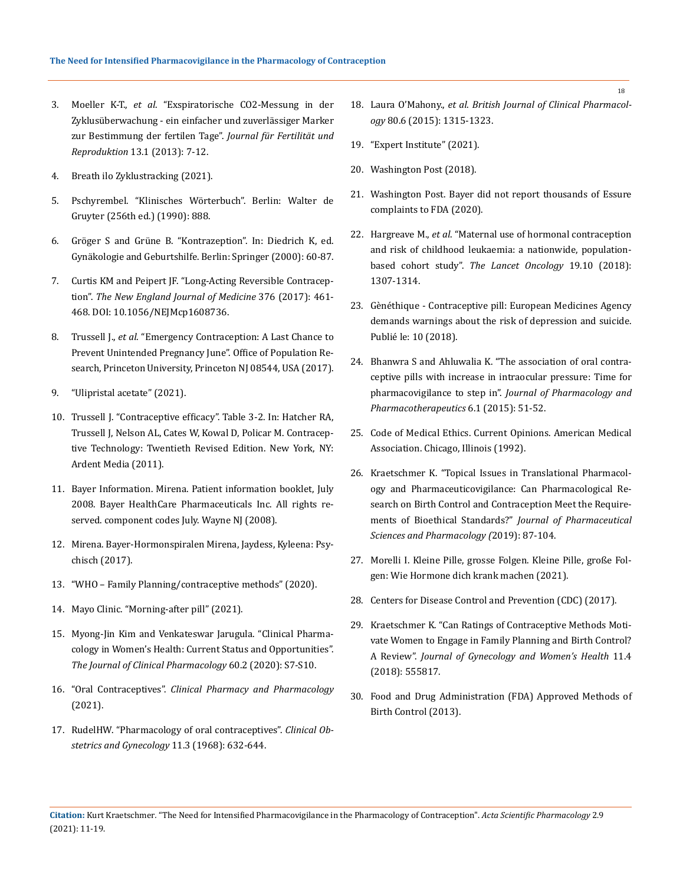3. Moeller K-T., *et al*. "Exspiratorische CO2-Messung in der Zyklusüberwachung - ein einfacher und zuverlässiger Marker zur Bestimmung der fertilen Tage". *Journal für Fertilität und Reproduktion* 13.1 (2013): 7-12.

4. Breath ilo Zyklustracking (2021).

5. Pschyrembel. "Klinisches Wörterbuch". Berlin: Walter de Gruyter (256th ed.) (1990): 888.

6. Gröger S and Grüne B. "Kontrazeption". In: Diedrich K, ed. Gynäkologie and Geburtshilfe. Berlin: Springer (2000): 60-87.

7. Curtis KM and Peipert JF. "Long-Acting Reversible Contraception". *The New England Journal of Medicine* 376 (2017): 461-468. DOI: 10.1056/NEJMcp1608736.

8. Trussell J., *et al*. "Emergency Contraception: A Last Chance to Prevent Unintended Pregnancy June". Office of Population Research, Princeton University, Princeton NJ 08544, USA (2017).

9. "Ulipristal acetate" (2021).

10. Trussell J. "Contraceptive efficacy". Table 3-2. In: Hatcher RA, Trussell J, Nelson AL, Cates W, Kowal D, Policar M. Contraceptive Technology: Twentieth Revised Edition. New York, NY: Ardent Media (2011).

11. Bayer Information. Mirena. Patient information booklet, July 2008. Bayer HealthCare Pharmaceuticals Inc. All rights reserved. component codes July. Wayne NJ (2008).

12. Mirena. Bayer-Hormonspiralen Mirena, Jaydess, Kyleena: Psychisch (2017).

13. "WHO – Family Planning/contraceptive methods" (2020).

14. Mayo Clinic. "Morning-after pill" (2021).

15. Myong-Jin Kim and Venkateswar Jarugula. "Clinical Pharmacology in Women's Health: Current Status and Opportunities". *The Journal of Clinical Pharmacology* 60.2 (2020): S7-S10.

16. "Oral Contraceptives". *Clinical Pharmacy and Pharmacology* (2021).

17. RudelHW. "Pharmacology of oral contraceptives". *Clinical Obstetrics and Gynecology* 11.3 (1968): 632-644.

18. Laura O'Mahony., *et al*. *British Journal of Clinical Pharmacology* 80.6 (2015): 1315-1323.

19. "Expert Institute" (2021).

20. Washington Post (2018).

21. Washington Post. Bayer did not report thousands of Essure complaints to FDA (2020).

22. Hargreave M., *et al*. "Maternal use of hormonal contraception and risk of childhood leukaemia: a nationwide, population-based cohort study". *The Lancet Oncology* 19.10 (2018): 1307-1314.

23. Gènéthique - Contraceptive pill: European Medicines Agency demands warnings about the risk of depression and suicide. Publié le: 10 (2018).

24. Bhanwra S and Ahluwalia K. "The association of oral contraceptive pills with increase in intraocular pressure: Time for pharmacovigilance to step in". *Journal of Pharmacology and Pharmacotherapeutics* 6.1 (2015): 51-52.

25. Code of Medical Ethics. Current Opinions. American Medical Association. Chicago, Illinois (1992).

26. Kraetschmer K. "Topical Issues in Translational Pharmacology and Pharmaceuticovigilance: Can Pharmacological Research on Birth Control and Contraception Meet the Requirements of Bioethical Standards?" *Journal of Pharmaceutical Sciences and Pharmacology (*2019): 87-104.

27. Morelli I. Kleine Pille, grosse Folgen. Kleine Pille, große Folgen: Wie Hormone dich krank machen (2021).

28. Centers for Disease Control and Prevention (CDC) (2017).

29. Kraetschmer K. "Can Ratings of Contraceptive Methods Motivate Women to Engage in Family Planning and Birth Control? A Review". *Journal of Gynecology and Women's Health* 11.4 (2018): 555817.

30. Food and Drug Administration (FDA) Approved Methods of Birth Control (2013).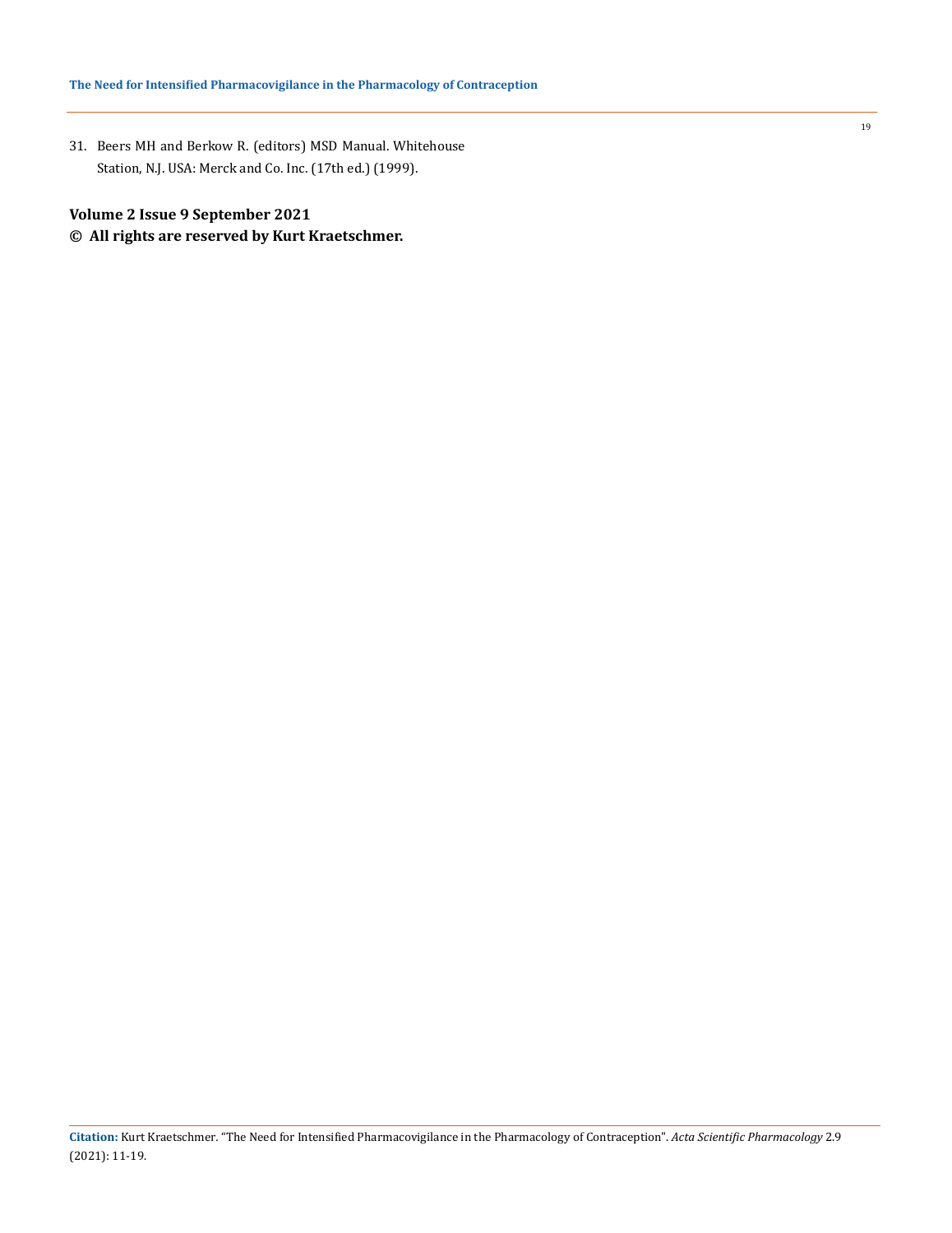31. Beers MH and Berkow R. (editors) MSD Manual. Whitehouse Station, N.J. USA: Merck and Co. Inc. (17th ed.) (1999).

**Volume 2 Issue 9 September 2021**

**© All rights are reserved by Kurt Kraetschmer.**